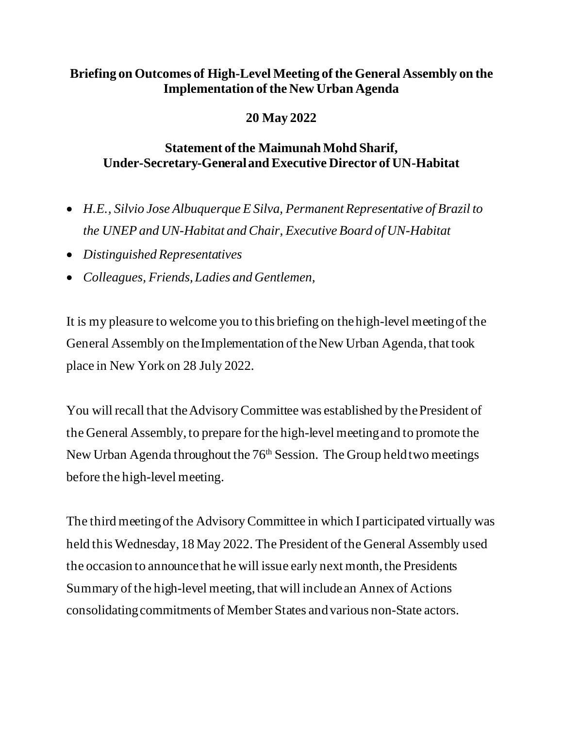**Briefing on Outcomes of High-Level Meeting of the General Assembly on the Implementation of the New Urban Agenda**

**20 May 2022**

**Statement of the Maimunah Mohd Sharif, Under-Secretary-General and Executive Director of UN-Habitat**

- *H.E., Silvio Jose Albuquerque E Silva, Permanent Representative of Brazil to the UNEP and UN-Habitat and Chair, Executive Board of UN-Habitat*
- *Distinguished Representatives*
- *Colleagues, Friends, Ladies and Gentlemen,*

It is my pleasure to welcome you to this briefing on the high-level meeting of the General Assembly on the Implementation of the New Urban Agenda, that took place in New York on 28 July 2022.

You will recall that the Advisory Committee was established by the President of the General Assembly, to prepare for the high-level meeting and to promote the New Urban Agenda throughout the 76th Session. The Group held two meetings before the high-level meeting.

The third meeting of the Advisory Committee in which I participated virtually was held this Wednesday, 18 May 2022. The President of the General Assembly used the occasion to announce that he will issue early next month, the Presidents Summary of the high-level meeting, that will include an Annex of Actions consolidating commitments of Member States and various non-State actors.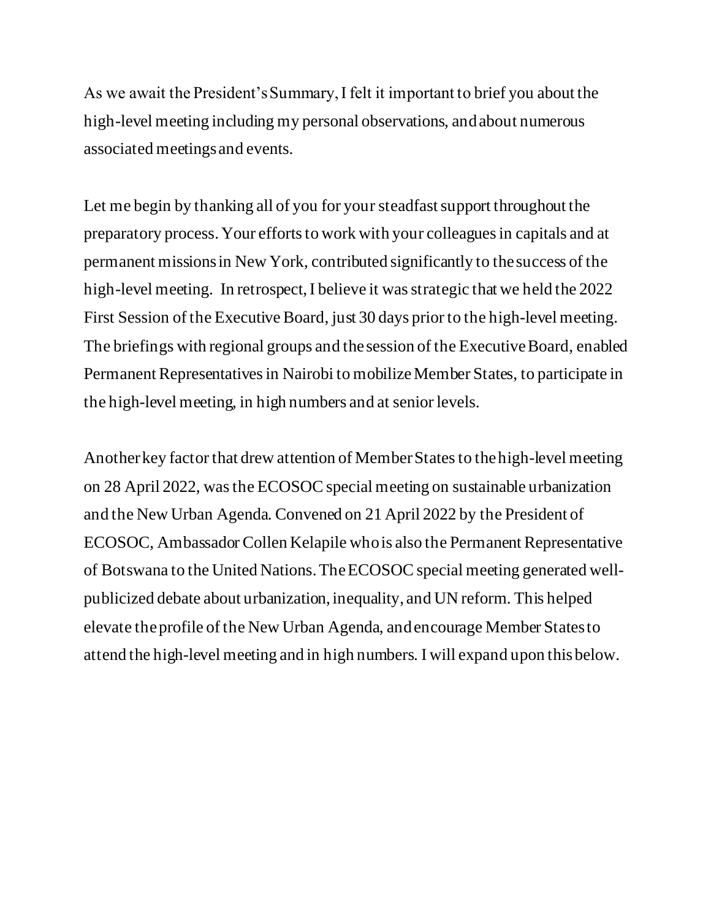As we await the President's Summary, I felt it important to brief you about the high-level meeting including my personal observations, and about numerous associated meetings and events.

Let me begin by thanking all of you for your steadfast support throughout the preparatory process. Your efforts to work with your colleagues in capitals and at permanent missions in New York, contributed significantly to the success of the high-level meeting. In retrospect, I believe it was strategic that we held the 2022 First Session of the Executive Board, just 30 days prior to the high-level meeting. The briefings with regional groups and the session of the Executive Board, enabled Permanent Representatives in Nairobi to mobilize Member States, to participate in the high-level meeting, in high numbers and at senior levels.

Another key factor that drew attention of Member States to the high-level meeting on 28 April 2022, was the ECOSOC special meeting on sustainable urbanization and the New Urban Agenda. Convened on 21 April 2022 by the President of ECOSOC, Ambassador Collen Kelapile who is also the Permanent Representative of Botswana to the United Nations. The ECOSOC special meeting generated well-publicized debate about urbanization, inequality, and UN reform. This helped elevate the profile of the New Urban Agenda, and encourage Member States to attend the high-level meeting and in high numbers. I will expand upon this below.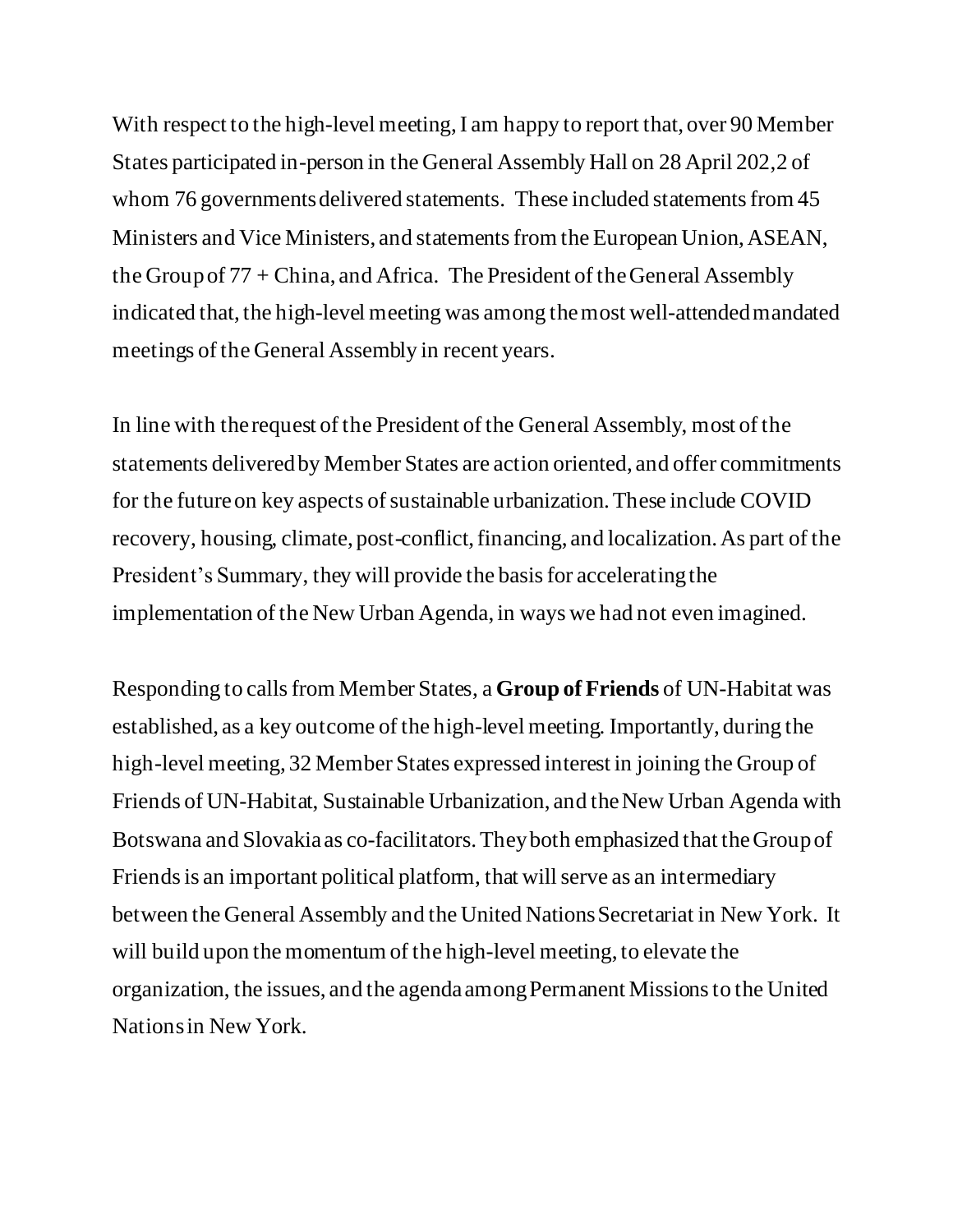With respect to the high-level meeting, I am happy to report that, over 90 Member States participated in-person in the General Assembly Hall on 28 April 202,2 of whom 76 governments delivered statements. These included statements from 45 Ministers and Vice Ministers, and statements from the European Union, ASEAN, the Group of 77 + China, and Africa. The President of the General Assembly indicated that, the high-level meeting was among the most well-attended mandated meetings of the General Assembly in recent years.

In line with the request of the President of the General Assembly, most of the statements delivered by Member States are action oriented, and offer commitments for the future on key aspects of sustainable urbanization. These include COVID recovery, housing, climate, post-conflict, financing, and localization. As part of the President's Summary, they will provide the basis for accelerating the implementation of the New Urban Agenda, in ways we had not even imagined.

Responding to calls from Member States, a **Group of Friends** of UN-Habitat was established, as a key outcome of the high-level meeting. Importantly, during the high-level meeting, 32 Member States expressed interest in joining the Group of Friends of UN-Habitat, Sustainable Urbanization, and the New Urban Agenda with Botswana and Slovakia as co-facilitators. They both emphasized that the Group of Friends is an important political platform, that will serve as an intermediary between the General Assembly and the United Nations Secretariat in New York. It will build upon the momentum of the high-level meeting, to elevate the organization, the issues, and the agenda among Permanent Missions to the United Nations in New York.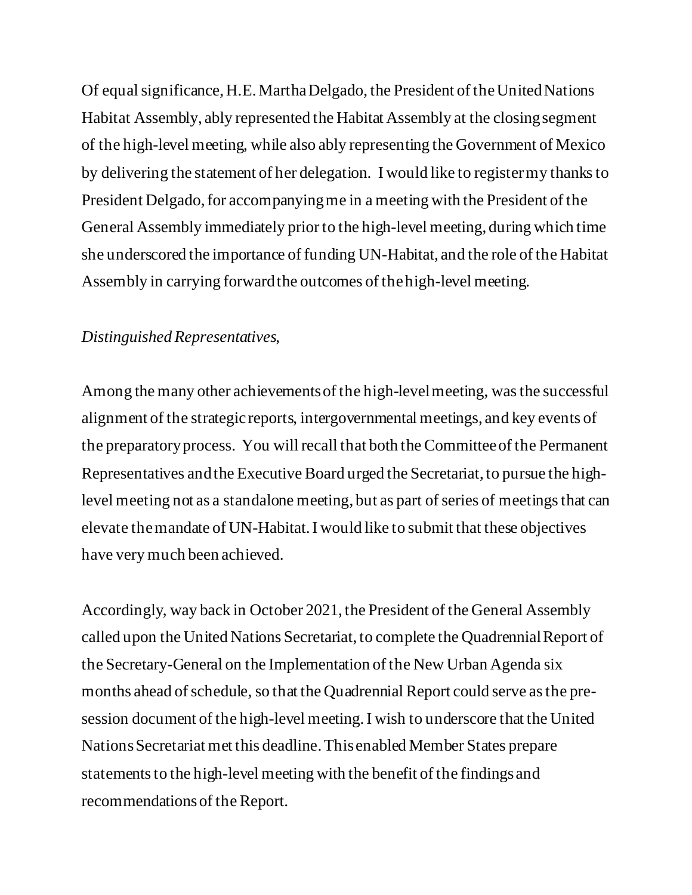Of equal significance, H.E. Martha Delgado, the President of the United Nations Habitat Assembly, ably represented the Habitat Assembly at the closing segment of the high-level meeting, while also ably representing the Government of Mexico by delivering the statement of her delegation. I would like to register my thanks to President Delgado, for accompanying me in a meeting with the President of the General Assembly immediately prior to the high-level meeting, during which time she underscored the importance of funding UN-Habitat, and the role of the Habitat Assembly in carrying forward the outcomes of the high-level meeting.

*Distinguished Representatives,*

Among the many other achievements of the high-level meeting, was the successful alignment of the strategic reports, intergovernmental meetings, and key events of the preparatory process. You will recall that both the Committee of the Permanent Representatives and the Executive Board urged the Secretariat, to pursue the high-level meeting not as a standalone meeting, but as part of series of meetings that can elevate the mandate of UN-Habitat. I would like to submit that these objectives have very much been achieved.

Accordingly, way back in October 2021, the President of the General Assembly called upon the United Nations Secretariat, to complete the Quadrennial Report of the Secretary-General on the Implementation of the New Urban Agenda six months ahead of schedule, so that the Quadrennial Report could serve as the pre-session document of the high-level meeting. I wish to underscore that the United Nations Secretariat met this deadline. This enabled Member States prepare statements to the high-level meeting with the benefit of the findings and recommendations of the Report.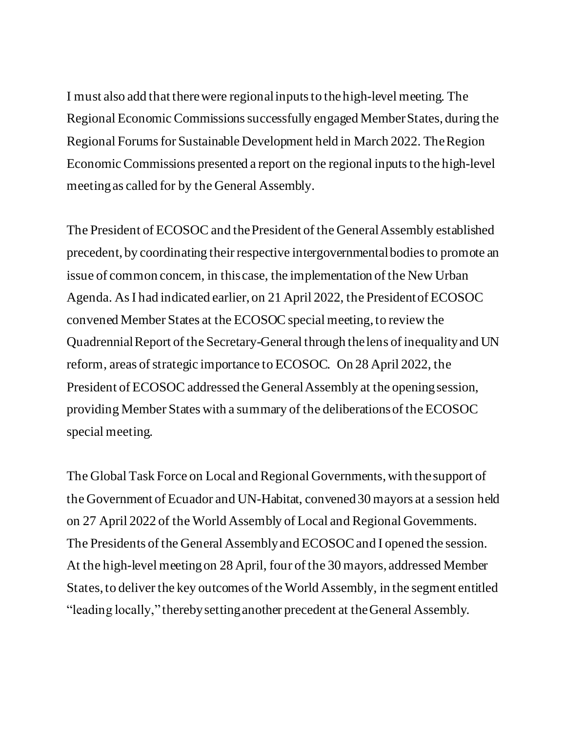I must also add that there were regional inputs to the high-level meeting. The Regional Economic Commissions successfully engaged Member States, during the Regional Forums for Sustainable Development held in March 2022. The Region Economic Commissions presented a report on the regional inputs to the high-level meeting as called for by the General Assembly.

The President of ECOSOC and the President of the General Assembly established precedent, by coordinating their respective intergovernmental bodies to promote an issue of common concern, in this case, the implementation of the New Urban Agenda. As I had indicated earlier, on 21 April 2022, the President of ECOSOC convened Member States at the ECOSOC special meeting, to review the Quadrennial Report of the Secretary-General through the lens of inequality and UN reform, areas of strategic importance to ECOSOC. On 28 April 2022, the President of ECOSOC addressed the General Assembly at the opening session, providing Member States with a summary of the deliberations of the ECOSOC special meeting.

The Global Task Force on Local and Regional Governments, with the support of the Government of Ecuador and UN-Habitat, convened 30 mayors at a session held on 27 April 2022 of the World Assembly of Local and Regional Governments. The Presidents of the General Assembly and ECOSOC and I opened the session. At the high-level meeting on 28 April, four of the 30 mayors, addressed Member States, to deliver the key outcomes of the World Assembly, in the segment entitled "leading locally," thereby setting another precedent at the General Assembly.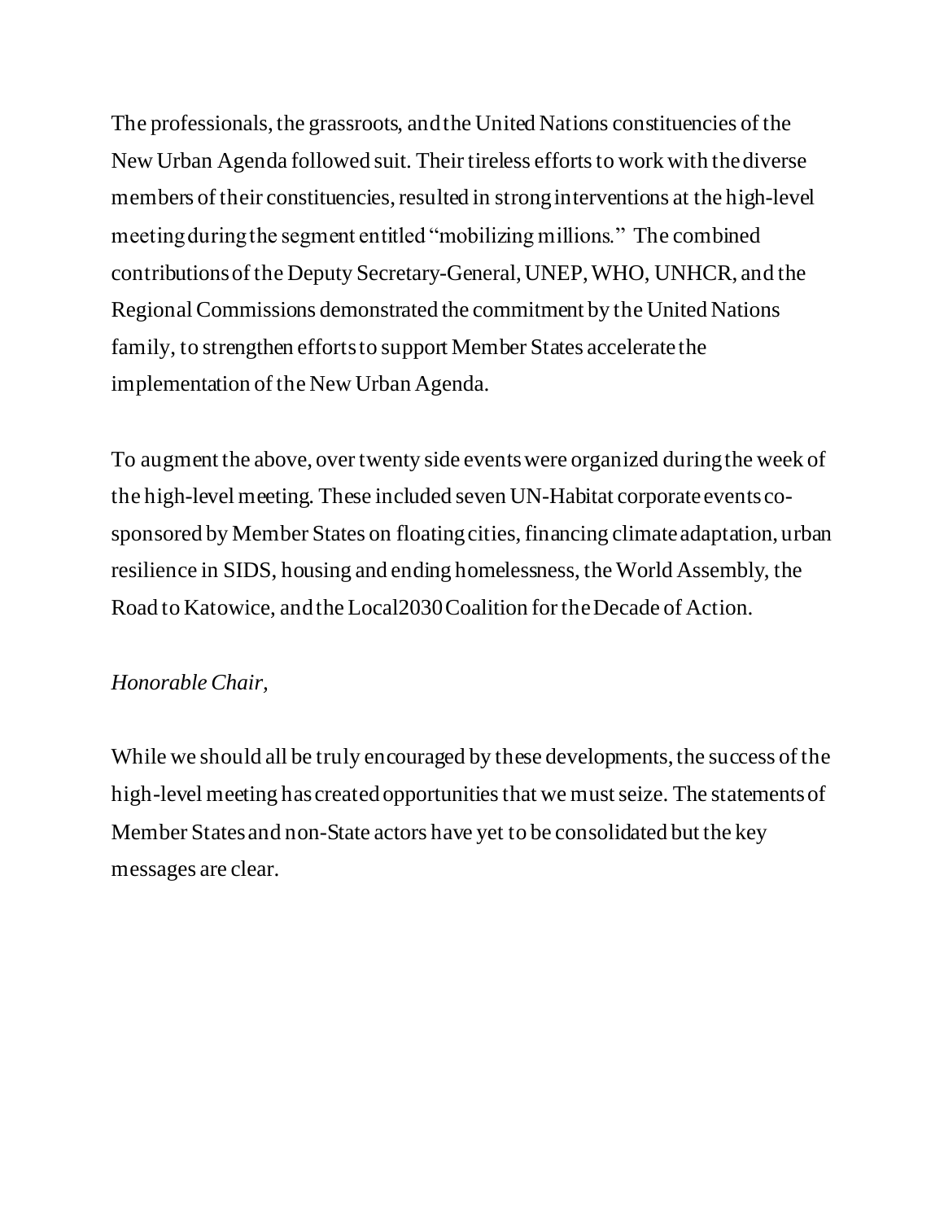The professionals, the grassroots, and the United Nations constituencies of the New Urban Agenda followed suit. Their tireless efforts to work with the diverse members of their constituencies, resulted in strong interventions at the high-level meeting during the segment entitled "mobilizing millions." The combined contributions of the Deputy Secretary-General, UNEP, WHO, UNHCR, and the Regional Commissions demonstrated the commitment by the United Nations family, to strengthen efforts to support Member States accelerate the implementation of the New Urban Agenda.

To augment the above, over twenty side events were organized during the week of the high-level meeting. These included seven UN-Habitat corporate events co-sponsored by Member States on floating cities, financing climate adaptation, urban resilience in SIDS, housing and ending homelessness, the World Assembly, the Road to Katowice, and the Local2030 Coalition for the Decade of Action.

*Honorable Chair,*

While we should all be truly encouraged by these developments, the success of the high-level meeting has created opportunities that we must seize. The statements of Member States and non-State actors have yet to be consolidated but the key messages are clear.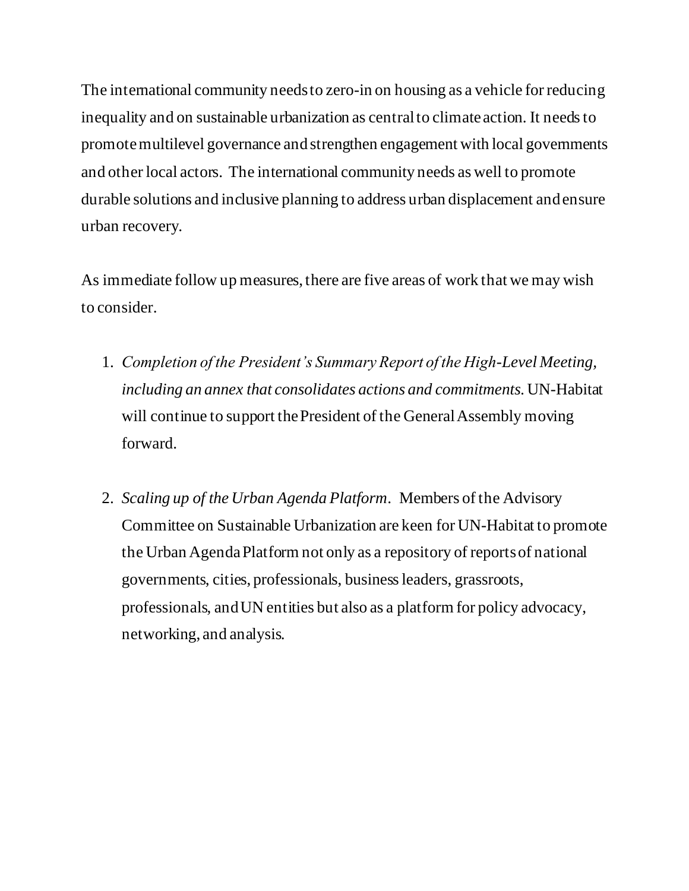The international community needs to zero-in on housing as a vehicle for reducing inequality and on sustainable urbanization as central to climate action. It needs to promote multilevel governance and strengthen engagement with local governments and other local actors. The international community needs as well to promote durable solutions and inclusive planning to address urban displacement and ensure urban recovery.

As immediate follow up measures, there are five areas of work that we may wish to consider.

1. *Completion of the President's Summary Report of the High-Level Meeting, including an annex that consolidates actions and commitments.* UN-Habitat will continue to support the President of the General Assembly moving forward.

2. *Scaling up of the Urban Agenda Platform*. Members of the Advisory Committee on Sustainable Urbanization are keen for UN-Habitat to promote the Urban Agenda Platform not only as a repository of reports of national governments, cities, professionals, business leaders, grassroots, professionals, and UN entities but also as a platform for policy advocacy, networking, and analysis.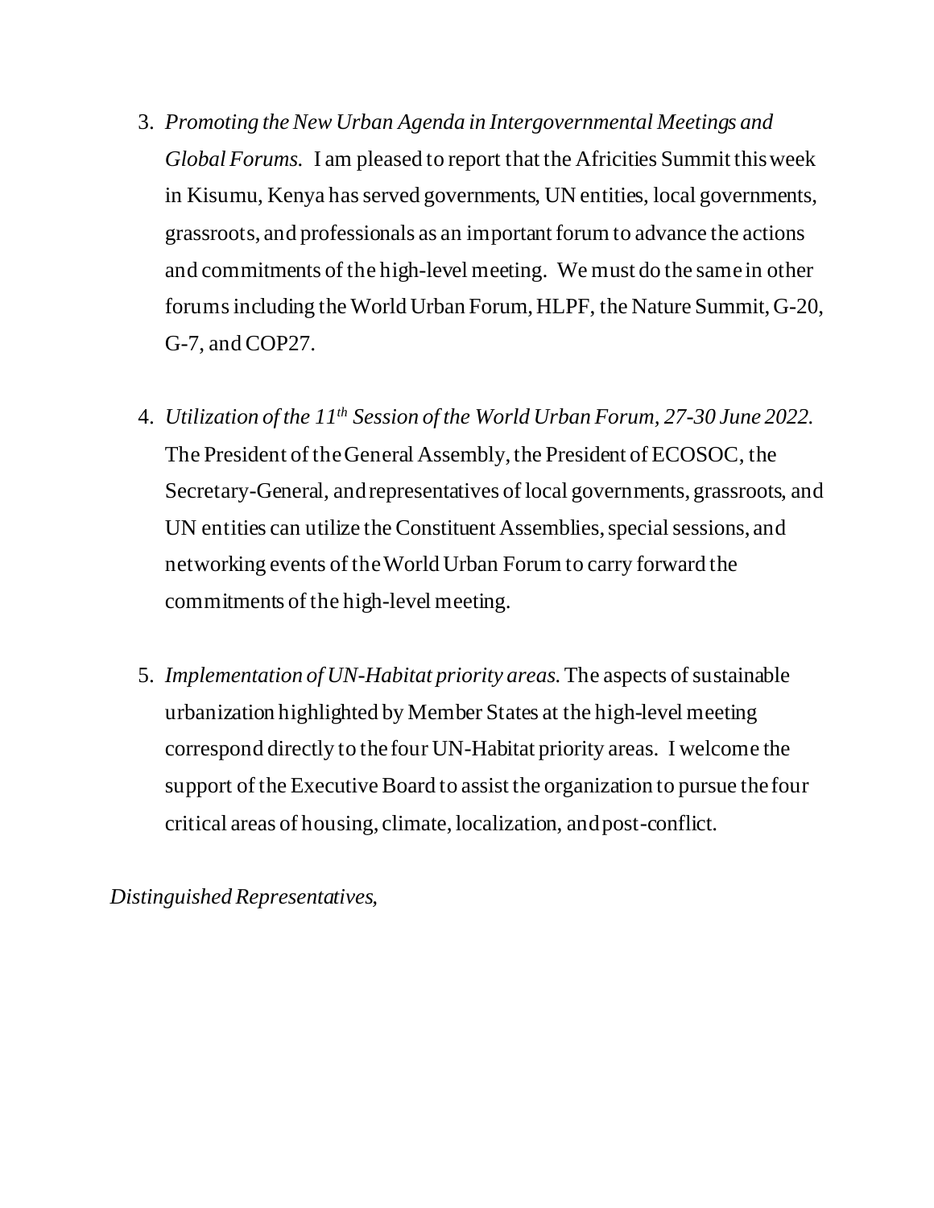3. *Promoting the New Urban Agenda in Intergovernmental Meetings and Global Forums.* I am pleased to report that the Africities Summit this week in Kisumu, Kenya has served governments, UN entities, local governments, grassroots, and professionals as an important forum to advance the actions and commitments of the high-level meeting. We must do the same in other forums including the World Urban Forum, HLPF, the Nature Summit, G-20, G-7, and COP27.

4. *Utilization of the 11th Session of the World Urban Forum, 27-30 June 2022.* The President of the General Assembly, the President of ECOSOC, the Secretary-General, and representatives of local governments, grassroots, and UN entities can utilize the Constituent Assemblies, special sessions, and networking events of the World Urban Forum to carry forward the commitments of the high-level meeting.

5. *Implementation of UN-Habitat priority areas.* The aspects of sustainable urbanization highlighted by Member States at the high-level meeting correspond directly to the four UN-Habitat priority areas. I welcome the support of the Executive Board to assist the organization to pursue the four critical areas of housing, climate, localization, and post-conflict.

*Distinguished Representatives,*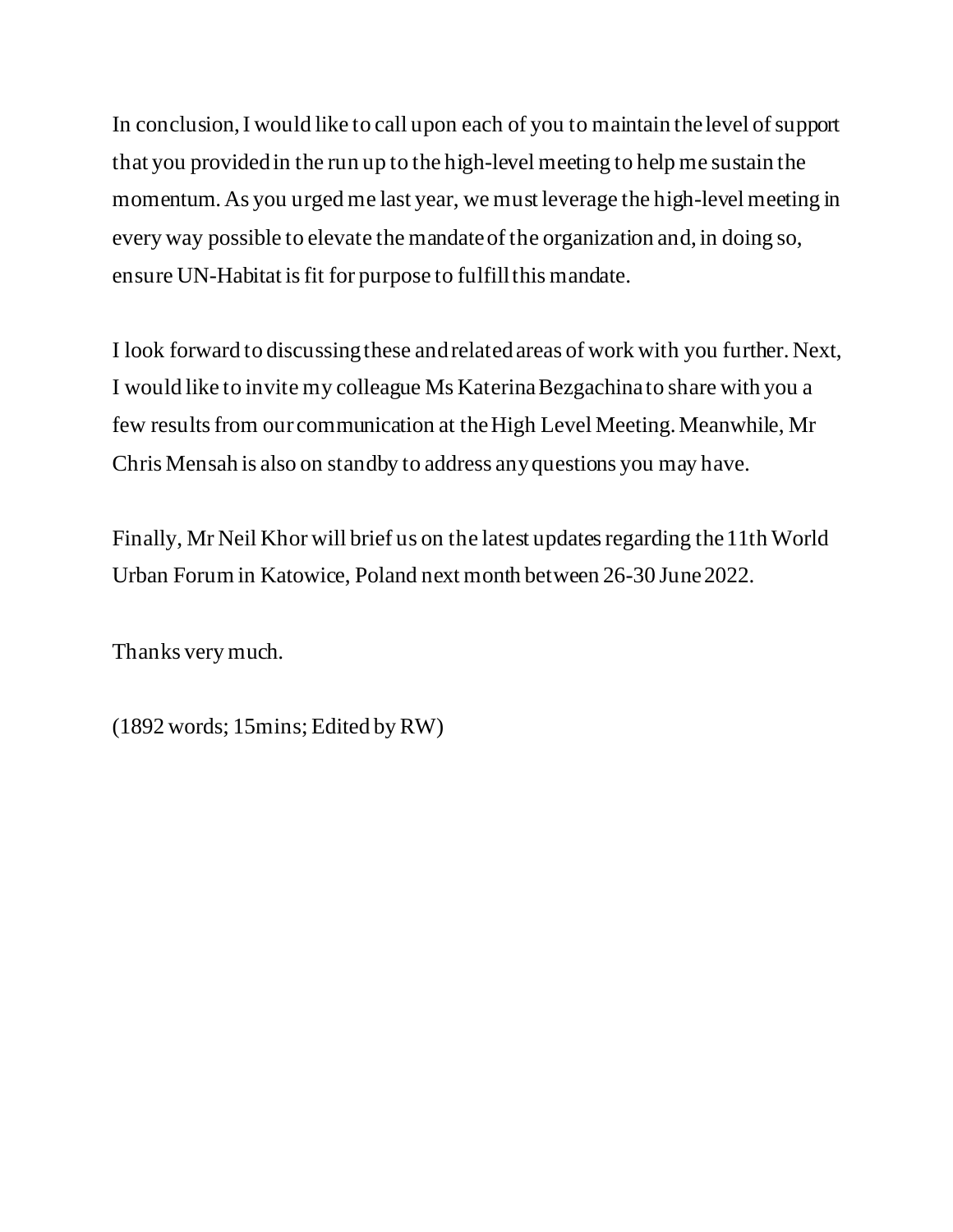In conclusion, I would like to call upon each of you to maintain the level of support that you provided in the run up to the high-level meeting to help me sustain the momentum. As you urged me last year, we must leverage the high-level meeting in every way possible to elevate the mandate of the organization and, in doing so, ensure UN-Habitat is fit for purpose to fulfill this mandate.

I look forward to discussing these and related areas of work with you further. Next, I would like to invite my colleague Ms Katerina Bezgachina to share with you a few results from our communication at the High Level Meeting. Meanwhile, Mr Chris Mensah is also on standby to address any questions you may have.

Finally, Mr Neil Khor will brief us on the latest updates regarding the 11th World Urban Forum in Katowice, Poland next month between 26-30 June 2022.

Thanks very much.

(1892 words; 15mins; Edited by RW)